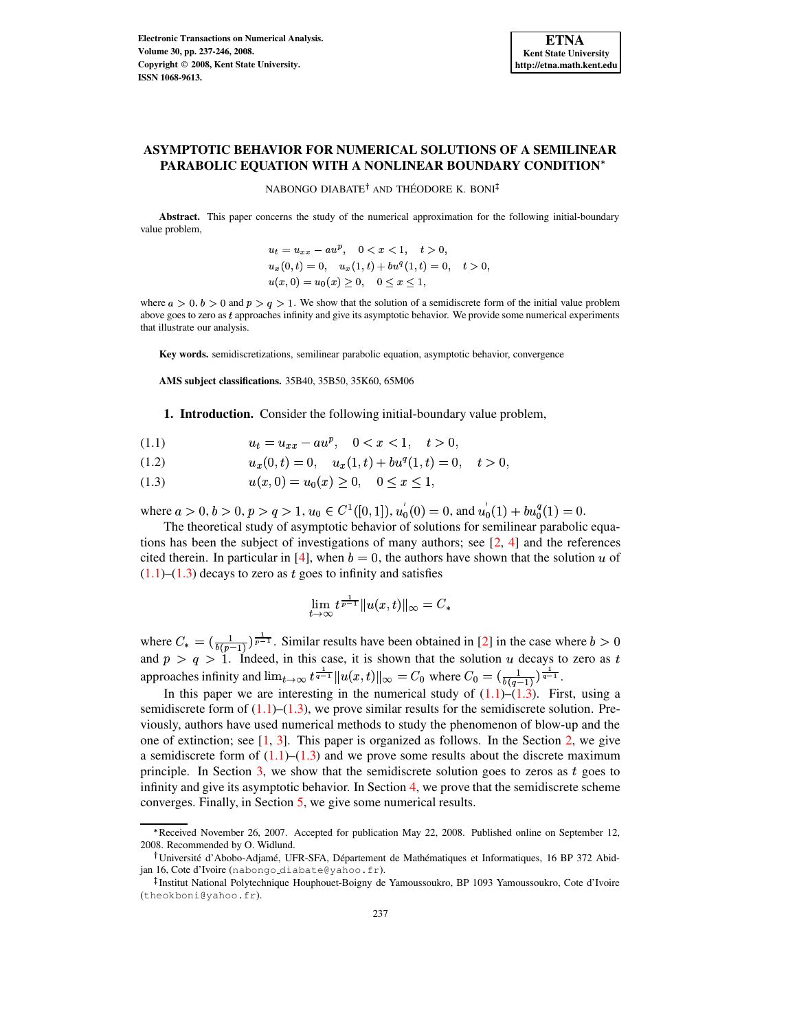# ASYMPTOTIC BEHAVIOR FOR NUMERICAL SOLUTIONS OF A SEMILINEAR PARABOLIC EQUATION WITH A NONLINEAR BOUNDARY CONDITION*

NABONGO DIABATE† AND THÉODORE K. BONI‡

**Abstract.** This paper concerns the study of the numerical approximation for the following initial-boundary value problem,

$$
\begin{aligned}
&u_t = u_{xx} - au^p, \quad 0 < x < 1, \quad t > 0,\\
&u_x(0,t) = 0, \quad u_x(1,t) + bu^q(1,t) = 0, \quad t > 0,\\
&u(x,0) = u_0(x) \geq 0, \quad 0 \leq x \leq 1,
\end{aligned}
$$

where $a > 0$, $b > 0$ and $p > q > 1$. We show that the solution of a semidiscrete form of the initial value problem above goes to zero as $t$ approaches infinity and give its asymptotic behavior. We provide some numerical experiments that illustrate our analysis.

**Key words.** semidiscretizations, semilinear parabolic equation, asymptotic behavior, convergence

**AMS subject classifications.** 35B40, 35B50, 35K60, 65M06

## 1. Introduction.

Consider the following initial-boundary value problem,

$$u_t = u_{xx} - au^p, \quad 0 < x < 1, \quad t > 0, \tag{1.1}$$

$$u_x(0,t) = 0, \quad u_x(1,t) + bu^q(1,t) = 0, \quad t > 0, \tag{1.2}$$

$$u(x,0) = u_0(x) \geq 0, \quad 0 \leq x \leq 1, \tag{1.3}$$

where $a > 0$, $b > 0$, $p > q > 1$, $u_0 \in C^1([0,1])$, $u_0^{'}(0) = 0$, and $u_0^{'}(1) + bu_0^q(1) = 0$.

The theoretical study of asymptotic behavior of solutions for semilinear parabolic equations has been the subject of investigations of many authors; see [2, 4] and the references cited therein. In particular in [4], when $b = 0$, the authors have shown that the solution $u$ of (1.1)–(1.3) decays to zero as $t$ goes to infinity and satisfies

$$\lim_{t\to\infty} t^{\frac{1}{p-1}} \|u(x,t)\|_\infty = C_*$$

where $C_* = (\frac{1}{b(p-1)})^{\frac{1}{p-1}}$. Similar results have been obtained in [2] in the case where $b > 0$ and $p > q > 1$. Indeed, in this case, it is shown that the solution $u$ decays to zero as $t$ approaches infinity and $\lim_{t\to\infty} t^{\frac{1}{q-1}} \|u(x,t)\|_\infty = C_0$ where $C_0 = (\frac{1}{b(q-1)})^{\frac{1}{q-1}}$.

In this paper we are interesting in the numerical study of (1.1)–(1.3). First, using a semidiscrete form of (1.1)–(1.3), we prove similar results for the semidiscrete solution. Previously, authors have used numerical methods to study the phenomenon of blow-up and the one of extinction; see [1, 3]. This paper is organized as follows. In the Section 2, we give a semidiscrete form of (1.1)–(1.3) and we prove some results about the discrete maximum principle. In Section 3, we show that the semidiscrete solution goes to zeros as $t$ goes to infinity and give its asymptotic behavior. In Section 4, we prove that the semidiscrete scheme converges. Finally, in Section 5, we give some numerical results.

---

*Received November 26, 2007. Accepted for publication May 22, 2008. Published online on September 12, 2008. Recommended by O. Widlund.

†Université d'Abobo-Adjamé, UFR-SFA, Département de Mathématiques et Informatiques, 16 BP 372 Abidjan 16, Cote d'Ivoire (nabongo_diabate@yahoo.fr).

‡Institut National Polytechnique Houphouet-Boigny de Yamoussoukro, BP 1093 Yamoussoukro, Cote d'Ivoire (theokboni@yahoo.fr).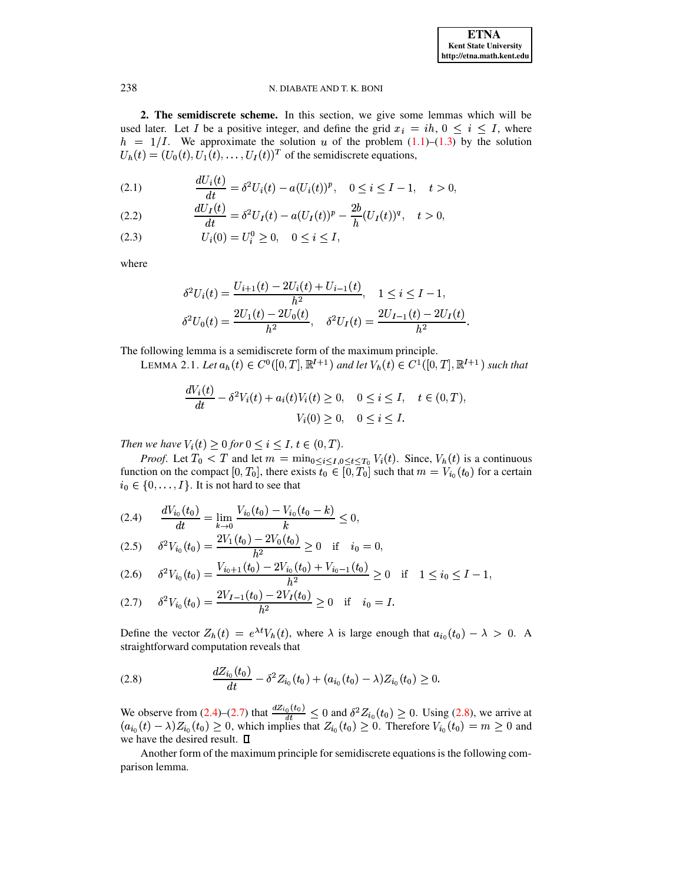**2. The semidiscrete scheme.** In this section, we give some lemmas which will be used later. Let $I$ be a positive integer, and define the grid $x_i = ih$, $0 \leq i \leq I$, where $h = 1/I$. We approximate the solution $u$ of the problem (1.1)–(1.3) by the solution $U_h(t) = (U_0(t), U_1(t), \ldots, U_I(t))^T$ of the semidiscrete equations,

$$\frac{dU_i(t)}{dt} = \delta^2 U_i(t) - a(U_i(t))^p, \quad 0 \leq i \leq I-1, \quad t > 0, \tag{2.1}$$

$$\frac{dU_I(t)}{dt} = \delta^2 U_I(t) - a(U_I(t))^p - \frac{2b}{h}(U_I(t))^q, \quad t > 0, \tag{2.2}$$

$$U_i(0) = U_i^0 \geq 0, \quad 0 \leq i \leq I, \tag{2.3}$$

where

$$\delta^2 U_i(t) = \frac{U_{i+1}(t) - 2U_i(t) + U_{i-1}(t)}{h^2}, \quad 1 \leq i \leq I-1,$$

$$\delta^2 U_0(t) = \frac{2U_1(t) - 2U_0(t)}{h^2}, \quad \delta^2 U_I(t) = \frac{2U_{I-1}(t) - 2U_I(t)}{h^2}.$$

The following lemma is a semidiscrete form of the maximum principle.

LEMMA 2.1. *Let $a_h(t) \in C^0([0,T], \mathbb{R}^{I+1})$ and let $V_h(t) \in C^1([0,T], \mathbb{R}^{I+1})$ such that*

$$\frac{dV_i(t)}{dt} - \delta^2 V_i(t) + a_i(t)V_i(t) \geq 0, \quad 0 \leq i \leq I, \quad t \in (0,T),$$

$$V_i(0) \geq 0, \quad 0 \leq i \leq I.$$

*Then we have $V_i(t) \geq 0$ for $0 \leq i \leq I$, $t \in (0,T)$.*

*Proof.* Let $T_0 < T$ and let $m = \min_{0 \leq i \leq I, 0 \leq t \leq T_0} V_i(t)$. Since, $V_h(t)$ is a continuous function on the compact $[0, T_0]$, there exists $t_0 \in [0, T_0]$ such that $m = V_{i_0}(t_0)$ for a certain $i_0 \in \{0, \ldots, I\}$. It is not hard to see that

$$\frac{dV_{i_0}(t_0)}{dt} = \lim_{k \to 0} \frac{V_{i_0}(t_0) - V_{i_0}(t_0 - k)}{k} \leq 0, \tag{2.4}$$

$$\delta^2 V_{i_0}(t_0) = \frac{2V_1(t_0) - 2V_0(t_0)}{h^2} \geq 0 \quad \text{if} \quad i_0 = 0, \tag{2.5}$$

$$\delta^2 V_{i_0}(t_0) = \frac{V_{i_0+1}(t_0) - 2V_{i_0}(t_0) + V_{i_0-1}(t_0)}{h^2} \geq 0 \quad \text{if} \quad 1 \leq i_0 \leq I-1, \tag{2.6}$$

$$\delta^2 V_{i_0}(t_0) = \frac{2V_{I-1}(t_0) - 2V_I(t_0)}{h^2} \geq 0 \quad \text{if} \quad i_0 = I. \tag{2.7}$$

Define the vector $Z_h(t) = e^{\lambda t} V_h(t)$, where $\lambda$ is large enough that $a_{i_0}(t_0) - \lambda > 0$. A straightforward computation reveals that

$$\frac{dZ_{i_0}(t_0)}{dt} - \delta^2 Z_{i_0}(t_0) + (a_{i_0}(t_0) - \lambda) Z_{i_0}(t_0) \geq 0. \tag{2.8}$$

We observe from (2.4)–(2.7) that $\frac{dZ_{i_0}(t_0)}{dt} \leq 0$ and $\delta^2 Z_{i_0}(t_0) \geq 0$. Using (2.8), we arrive at $(a_{i_0}(t) - \lambda) Z_{i_0}(t_0) \geq 0$, which implies that $Z_{i_0}(t_0) \geq 0$. Therefore $V_{i_0}(t_0) = m \geq 0$ and we have the desired result. ∎

Another form of the maximum principle for semidiscrete equations is the following comparison lemma.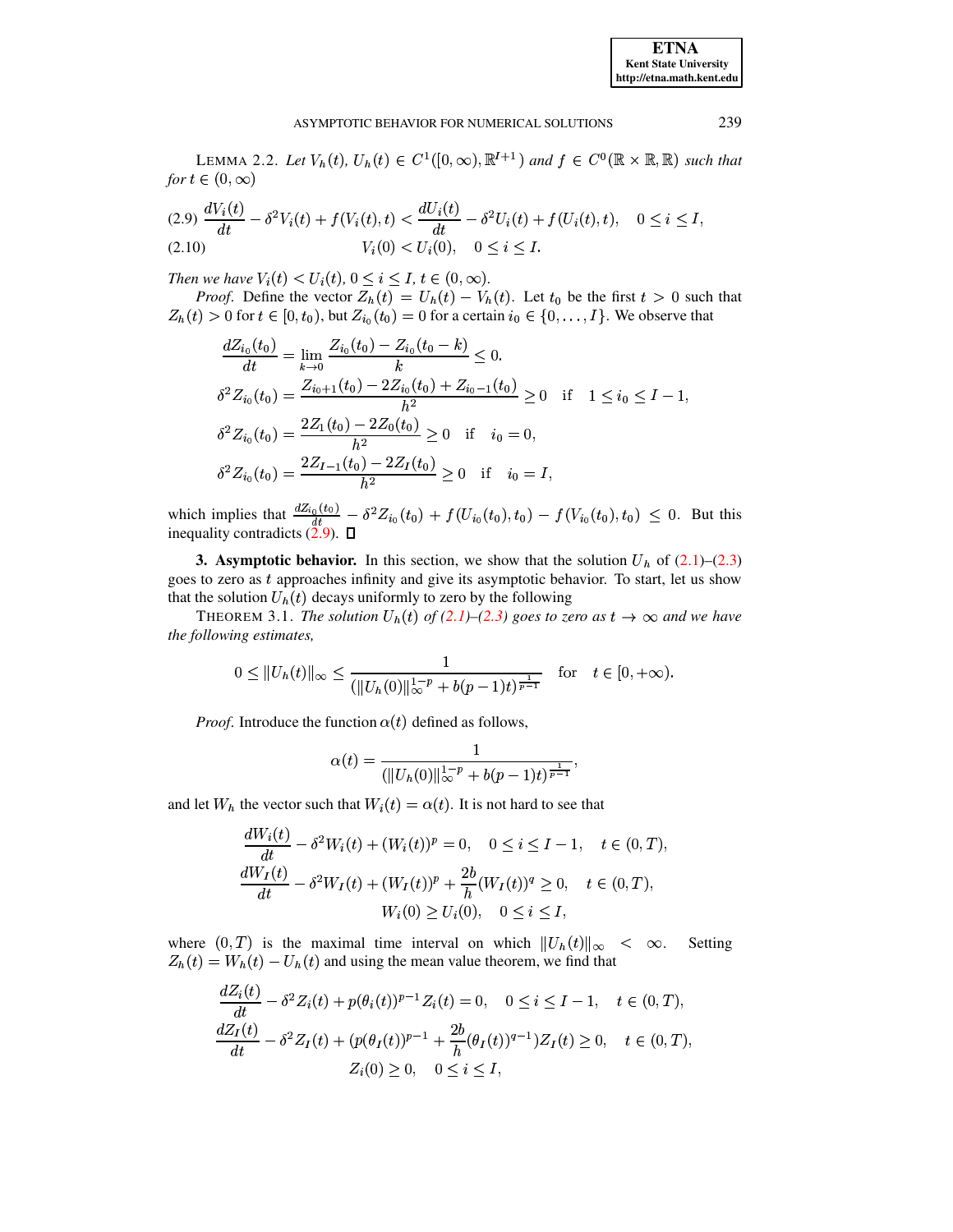LEMMA 2.2. *Let $V_h(t)$, $U_h(t) \in C^1([0,\infty),\mathbb{R}^{I+1})$ and $f \in C^0(\mathbb{R}\times\mathbb{R},\mathbb{R})$ such that for $t \in (0,\infty)$*

$$\frac{dV_i(t)}{dt} - \delta^2 V_i(t) + f(V_i(t),t) < \frac{dU_i(t)}{dt} - \delta^2 U_i(t) + f(U_i(t),t), \quad 0 \le i \le I, \tag{2.9}$$

$$V_i(0) < U_i(0), \quad 0 \le i \le I. \tag{2.10}$$

*Then we have $V_i(t) < U_i(t)$, $0 \le i \le I$, $t \in (0,\infty)$.*

*Proof*. Define the vector $Z_h(t) = U_h(t) - V_h(t)$. Let $t_0$ be the first $t > 0$ such that $Z_h(t) > 0$ for $t \in [0,t_0)$, but $Z_{i_0}(t_0) = 0$ for a certain $i_0 \in \{0,\ldots,I\}$. We observe that

$$\frac{dZ_{i_0}(t_0)}{dt} = \lim_{k\to 0} \frac{Z_{i_0}(t_0) - Z_{i_0}(t_0 - k)}{k} \le 0,$$

$$\delta^2 Z_{i_0}(t_0) = \frac{Z_{i_0+1}(t_0) - 2Z_{i_0}(t_0) + Z_{i_0-1}(t_0)}{h^2} \ge 0 \quad \text{if} \quad 1 \le i_0 \le I-1,$$

$$\delta^2 Z_{i_0}(t_0) = \frac{2Z_1(t_0) - 2Z_0(t_0)}{h^2} \ge 0 \quad \text{if} \quad i_0 = 0,$$

$$\delta^2 Z_{i_0}(t_0) = \frac{2Z_{I-1}(t_0) - 2Z_I(t_0)}{h^2} \ge 0 \quad \text{if} \quad i_0 = I,$$

which implies that $\frac{dZ_{i_0}(t_0)}{dt} - \delta^2 Z_{i_0}(t_0) + f(U_{i_0}(t_0),t_0) - f(V_{i_0}(t_0),t_0) \le 0$. But this inequality contradicts (2.9). $\square$

**3. Asymptotic behavior.** In this section, we show that the solution $U_h$ of (2.1)–(2.3) goes to zero as $t$ approaches infinity and give its asymptotic behavior. To start, let us show that the solution $U_h(t)$ decays uniformly to zero by the following

THEOREM 3.1. *The solution $U_h(t)$ of (2.1)–(2.3) goes to zero as $t \to \infty$ and we have the following estimates,*

$$0 \le \|U_h(t)\|_\infty \le \frac{1}{(\|U_h(0)\|_\infty^{1-p} + b(p-1)t)^{\frac{1}{p-1}}} \quad \text{for} \quad t \in [0,+\infty).$$

*Proof*. Introduce the function $\alpha(t)$ defined as follows,

$$\alpha(t) = \frac{1}{(\|U_h(0)\|_\infty^{1-p} + b(p-1)t)^{\frac{1}{p-1}}},$$

and let $W_h$ the vector such that $W_i(t) = \alpha(t)$. It is not hard to see that

$$\frac{dW_i(t)}{dt} - \delta^2 W_i(t) + (W_i(t))^p = 0, \quad 0 \le i \le I-1, \quad t \in (0,T),$$

$$\frac{dW_I(t)}{dt} - \delta^2 W_I(t) + (W_I(t))^p + \frac{2b}{h}(W_I(t))^q \ge 0, \quad t \in (0,T),$$

$$W_i(0) \ge U_i(0), \quad 0 \le i \le I,$$

where $(0,T)$ is the maximal time interval on which $\|U_h(t)\|_\infty < \infty$. Setting $Z_h(t) = W_h(t) - U_h(t)$ and using the mean value theorem, we find that

$$\frac{dZ_i(t)}{dt} - \delta^2 Z_i(t) + p(\theta_i(t))^{p-1} Z_i(t) = 0, \quad 0 \le i \le I-1, \quad t \in (0,T),$$

$$\frac{dZ_I(t)}{dt} - \delta^2 Z_I(t) + (p(\theta_I(t))^{p-1} + \frac{2b}{h}(\theta_I(t))^{q-1})Z_I(t) \ge 0, \quad t \in (0,T),$$

$$Z_i(0) \ge 0, \quad 0 \le i \le I,$$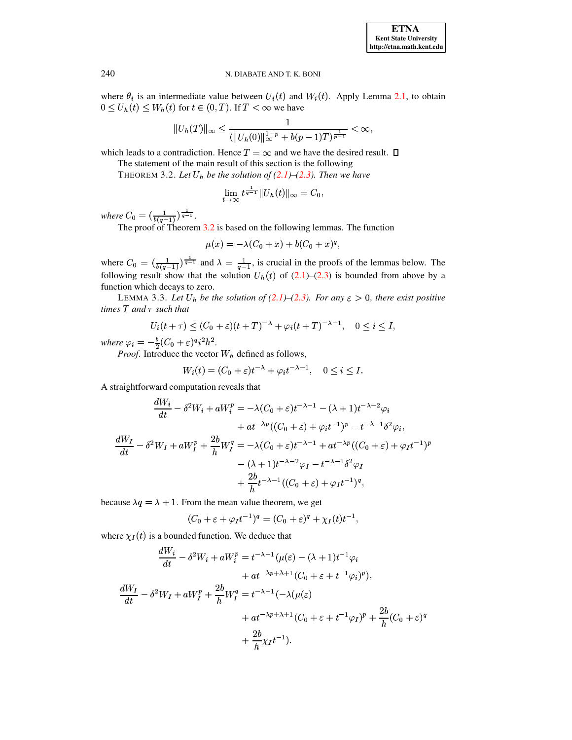where $\theta_i$ is an intermediate value between $U_i(t)$ and $W_i(t)$. Apply Lemma 2.1, to obtain $0 \leq U_h(t) \leq W_h(t)$ for $t \in (0, T)$. If $T < \infty$ we have

$$\|U_h(T)\|_\infty \leq \frac{1}{(\|U_h(0)\|_\infty^{1-p} + b(p-1)T)^{\frac{1}{p-1}}} < \infty,$$

which leads to a contradiction. Hence $T = \infty$ and we have the desired result. □

The statement of the main result of this section is the following

THEOREM 3.2. *Let $U_h$ be the solution of (2.1)–(2.3). Then we have*

$$\lim_{t \to \infty} t^{\frac{1}{q-1}} \|U_h(t)\|_\infty = C_0,$$

*where $C_0 = (\frac{1}{b(q-1)})^{\frac{1}{q-1}}$.*

The proof of Theorem 3.2 is based on the following lemmas. The function

$$\mu(x) = -\lambda(C_0 + x) + b(C_0 + x)^q,$$

where $C_0 = (\frac{1}{b(q-1)})^{\frac{1}{q-1}}$ and $\lambda = \frac{1}{q-1}$, is crucial in the proofs of the lemmas below. The following result show that the solution $U_h(t)$ of (2.1)–(2.3) is bounded from above by a function which decays to zero.

LEMMA 3.3. *Let $U_h$ be the solution of (2.1)–(2.3). For any $\varepsilon > 0$, there exist positive times $T$ and $\tau$ such that*

$$U_i(t + \tau) \leq (C_0 + \varepsilon)(t + T)^{-\lambda} + \varphi_i(t + T)^{-\lambda - 1}, \quad 0 \leq i \leq I,$$

*where $\varphi_i = -\frac{b}{2}(C_0 + \varepsilon)^q i^2 h^2$.*

*Proof.* Introduce the vector $W_h$ defined as follows,

$$W_i(t) = (C_0 + \varepsilon)t^{-\lambda} + \varphi_i t^{-\lambda - 1}, \quad 0 \leq i \leq I.$$

A straightforward computation reveals that

$$\begin{aligned}
\frac{dW_i}{dt} - \delta^2 W_i + aW_i^p &= -\lambda(C_0 + \varepsilon)t^{-\lambda - 1} - (\lambda + 1)t^{-\lambda - 2}\varphi_i \\
&\quad + at^{-\lambda p}((C_0 + \varepsilon) + \varphi_i t^{-1})^p - t^{-\lambda - 1}\delta^2 \varphi_i, \\
\frac{dW_I}{dt} - \delta^2 W_I + aW_I^p + \frac{2b}{h}W_I^q &= -\lambda(C_0 + \varepsilon)t^{-\lambda - 1} + at^{-\lambda p}((C_0 + \varepsilon) + \varphi_I t^{-1})^p \\
&\quad - (\lambda + 1)t^{-\lambda - 2}\varphi_I - t^{-\lambda - 1}\delta^2 \varphi_I \\
&\quad + \frac{2b}{h}t^{-\lambda - 1}((C_0 + \varepsilon) + \varphi_I t^{-1})^q,
\end{aligned}$$

because $\lambda q = \lambda + 1$. From the mean value theorem, we get

$$(C_0 + \varepsilon + \varphi_I t^{-1})^q = (C_0 + \varepsilon)^q + \chi_I(t)t^{-1},$$

where $\chi_I(t)$ is a bounded function. We deduce that

$$\begin{aligned}
\frac{dW_i}{dt} - \delta^2 W_i + aW_i^p &= t^{-\lambda - 1}(\mu(\varepsilon) - (\lambda + 1)t^{-1}\varphi_i \\
&\quad + at^{-\lambda p + \lambda + 1}(C_0 + \varepsilon + t^{-1}\varphi_i)^p), \\
\frac{dW_I}{dt} - \delta^2 W_I + aW_I^p + \frac{2b}{h}W_I^q &= t^{-\lambda - 1}(-\lambda(\mu(\varepsilon) \\
&\quad + at^{-\lambda p + \lambda + 1}(C_0 + \varepsilon + t^{-1}\varphi_I)^p + \frac{2b}{h}(C_0 + \varepsilon)^q \\
&\quad + \frac{2b}{h}\chi_I t^{-1}).
\end{aligned}$$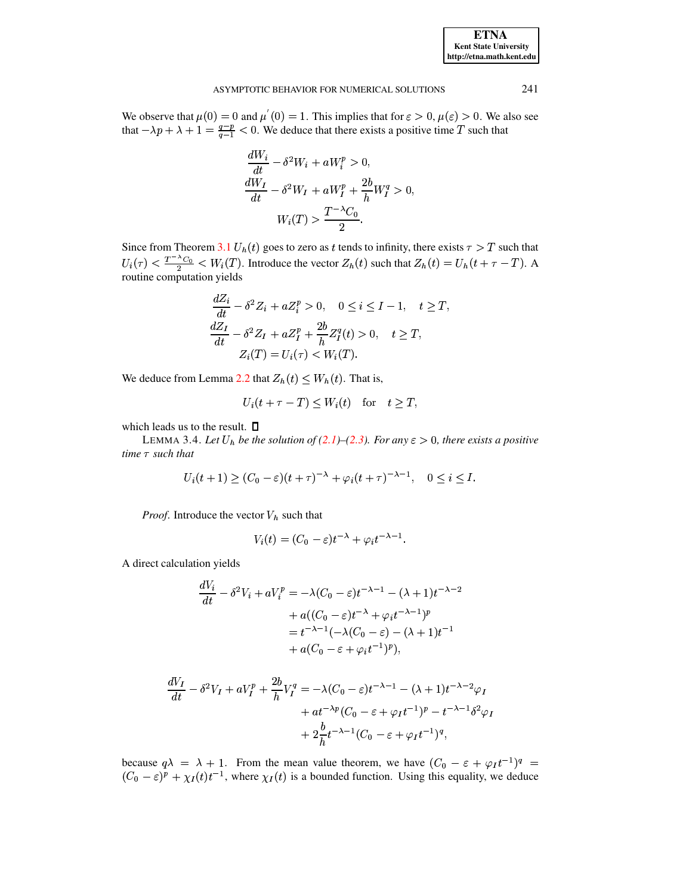We observe that $\mu(0) = 0$ and $\mu^{'}(0) = 1$. This implies that for $\varepsilon > 0$, $\mu(\varepsilon) > 0$. We also see that $-\lambda p + \lambda + 1 = \frac{q-p}{q-1} < 0$. We deduce that there exists a positive time $T$ such that

$$\frac{dW_i}{dt} - \delta^2 W_i + aW_i^p > 0,$$
$$\frac{dW_I}{dt} - \delta^2 W_I + aW_I^p + \frac{2b}{h} W_I^q > 0,$$
$$W_i(T) > \frac{T^{-\lambda} C_0}{2}.$$

Since from Theorem 3.1 $U_h(t)$ goes to zero as $t$ tends to infinity, there exists $\tau > T$ such that $U_i(\tau) < \frac{T^{-\lambda} C_0}{2} < W_i(T)$. Introduce the vector $Z_h(t)$ such that $Z_h(t) = U_h(t + \tau - T)$. A routine computation yields

$$\frac{dZ_i}{dt} - \delta^2 Z_i + aZ_i^p > 0, \quad 0 \le i \le I-1, \quad t \ge T,$$
$$\frac{dZ_I}{dt} - \delta^2 Z_I + aZ_I^p + \frac{2b}{h} Z_I^q(t) > 0, \quad t \ge T,$$
$$Z_i(T) = U_i(\tau) < W_i(T).$$

We deduce from Lemma 2.2 that $Z_h(t) \le W_h(t)$. That is,

$$U_i(t + \tau - T) \le W_i(t) \quad \text{for} \quad t \ge T,$$

which leads us to the result. □

LEMMA 3.4. *Let $U_h$ be the solution of (2.1)–(2.3). For any $\varepsilon > 0$, there exists a positive time $\tau$ such that*

$$U_i(t+1) \ge (C_0 - \varepsilon)(t+\tau)^{-\lambda} + \varphi_i (t+\tau)^{-\lambda-1}, \quad 0 \le i \le I.$$

*Proof*. Introduce the vector $V_h$ such that

$$V_i(t) = (C_0 - \varepsilon)t^{-\lambda} + \varphi_i t^{-\lambda-1}.$$

A direct calculation yields

$$\begin{aligned}
\frac{dV_i}{dt} - \delta^2 V_i + aV_i^p &= -\lambda(C_0 - \varepsilon)t^{-\lambda-1} - (\lambda+1)t^{-\lambda-2} \\
&\quad + a((C_0 - \varepsilon)t^{-\lambda} + \varphi_i t^{-\lambda-1})^p \\
&= t^{-\lambda-1}(-\lambda(C_0 - \varepsilon) - (\lambda+1)t^{-1} \\
&\quad + a(C_0 - \varepsilon + \varphi_i t^{-1})^p),
\end{aligned}$$

$$\begin{aligned}
\frac{dV_I}{dt} - \delta^2 V_I + aV_I^p + \frac{2b}{h} V_I^q &= -\lambda(C_0 - \varepsilon)t^{-\lambda-1} - (\lambda+1)t^{-\lambda-2}\varphi_I \\
&\quad + at^{-\lambda p}(C_0 - \varepsilon + \varphi_I t^{-1})^p - t^{-\lambda-1}\delta^2 \varphi_I \\
&\quad + 2\frac{b}{h} t^{-\lambda-1}(C_0 - \varepsilon + \varphi_I t^{-1})^q,
\end{aligned}$$

because $q\lambda = \lambda + 1$. From the mean value theorem, we have $(C_0 - \varepsilon + \varphi_I t^{-1})^q = (C_0 - \varepsilon)^p + \chi_I(t)t^{-1}$, where $\chi_I(t)$ is a bounded function. Using this equality, we deduce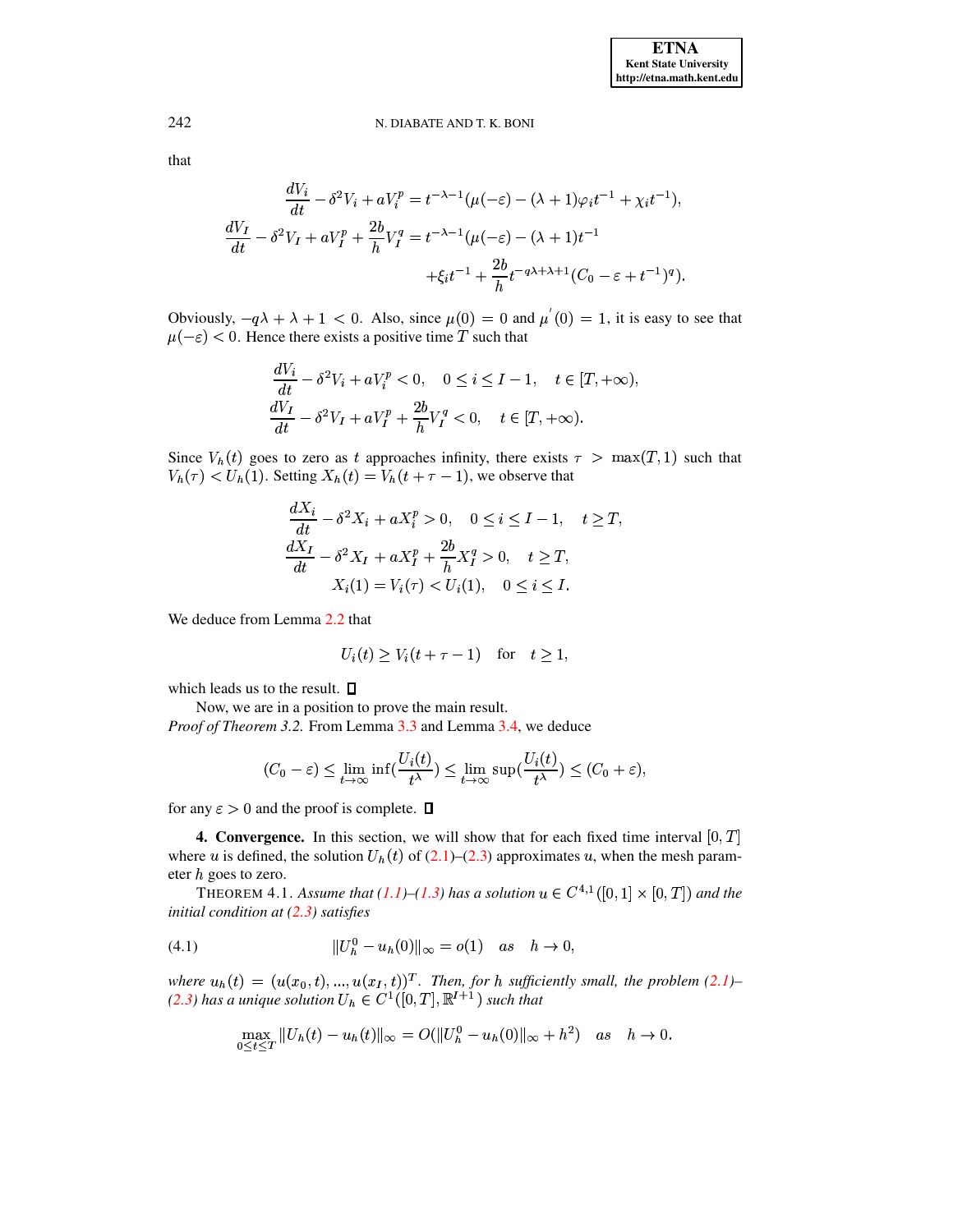that

$$
\begin{aligned}
\frac{dV_i}{dt} - \delta^2 V_i + aV_i^p &= t^{-\lambda-1}(\mu(-\varepsilon) - (\lambda+1)\varphi_i t^{-1} + \chi_i t^{-1}),\\
\frac{dV_I}{dt} - \delta^2 V_I + aV_I^p + \frac{2b}{h}V_I^q &= t^{-\lambda-1}(\mu(-\varepsilon) - (\lambda+1)t^{-1}\\
&\qquad + \xi_i t^{-1} + \frac{2b}{h}t^{-q\lambda+\lambda+1}(C_0 - \varepsilon + t^{-1})^q).
\end{aligned}
$$

Obviously, $-q\lambda + \lambda + 1 < 0$. Also, since $\mu(0) = 0$ and $\mu^{'}(0) = 1$, it is easy to see that $\mu(-\varepsilon) < 0$. Hence there exists a positive time $T$ such that

$$
\begin{aligned}
&\frac{dV_i}{dt} - \delta^2 V_i + aV_i^p < 0, \quad 0 \le i \le I-1, \quad t \in [T, +\infty),\\
&\frac{dV_I}{dt} - \delta^2 V_I + aV_I^p + \frac{2b}{h}V_I^q < 0, \quad t \in [T, +\infty).
\end{aligned}
$$

Since $V_h(t)$ goes to zero as $t$ approaches infinity, there exists $\tau > \max(T, 1)$ such that $V_h(\tau) < U_h(1)$. Setting $X_h(t) = V_h(t + \tau - 1)$, we observe that

$$
\begin{aligned}
&\frac{dX_i}{dt} - \delta^2 X_i + aX_i^p > 0, \quad 0 \le i \le I-1, \quad t \ge T,\\
&\frac{dX_I}{dt} - \delta^2 X_I + aX_I^p + \frac{2b}{h}X_I^q > 0, \quad t \ge T,\\
&X_i(1) = V_i(\tau) < U_i(1), \quad 0 \le i \le I.
\end{aligned}
$$

We deduce from Lemma 2.2 that

$$
U_i(t) \ge V_i(t + \tau - 1) \quad \text{for} \quad t \ge 1,
$$

which leads us to the result. ∎

Now, we are in a position to prove the main result.

*Proof of Theorem 3.2.* From Lemma 3.3 and Lemma 3.4, we deduce

$$
(C_0 - \varepsilon) \le \lim_{t\to\infty} \inf\left(\frac{U_i(t)}{t^\lambda}\right) \le \lim_{t\to\infty} \sup\left(\frac{U_i(t)}{t^\lambda}\right) \le (C_0 + \varepsilon),
$$

for any $\varepsilon > 0$ and the proof is complete. ∎

**4. Convergence.** In this section, we will show that for each fixed time interval $[0, T]$ where $u$ is defined, the solution $U_h(t)$ of (2.1)–(2.3) approximates $u$, when the mesh parameter $h$ goes to zero.

THEOREM 4.1. *Assume that (1.1)–(1.3) has a solution $u \in C^{4,1}([0,1] \times [0, T])$ and the initial condition at (2.3) satisfies*

$$
\|U_h^0 - u_h(0)\|_\infty = o(1) \quad as \quad h \to 0, \tag{4.1}
$$

*where $u_h(t) = (u(x_0, t), ..., u(x_I, t))^T$. Then, for $h$ sufficiently small, the problem (2.1)–(2.3) has a unique solution $U_h \in C^1([0, T], \mathbb{R}^{I+1})$ such that*

$$
\max_{0\le t\le T} \|U_h(t) - u_h(t)\|_\infty = O(\|U_h^0 - u_h(0)\|_\infty + h^2) \quad as \quad h \to 0.
$$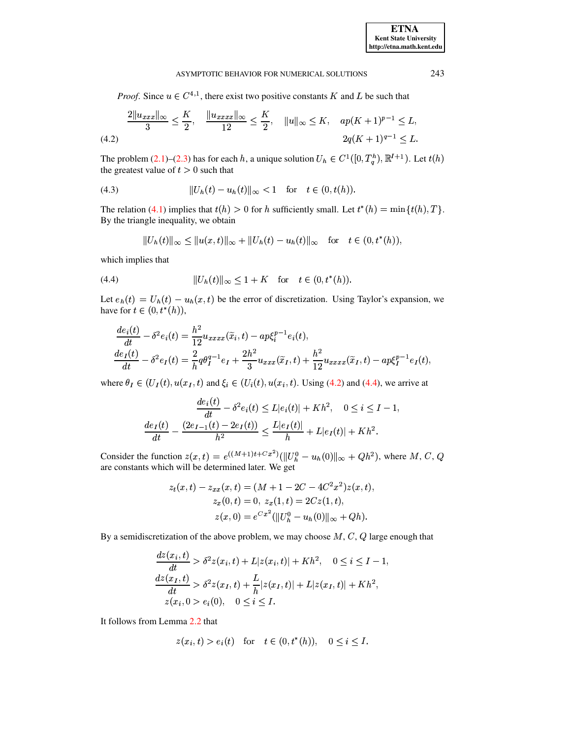*Proof.* Since $u \in C^{4,1}$, there exist two positive constants $K$ and $L$ be such that

$$\frac{2\|u_{xxx}\|_\infty}{3} \leq \frac{K}{2}, \quad \frac{\|u_{xxxx}\|_\infty}{12} \leq \frac{K}{2}, \quad \|u\|_\infty \leq K, \quad ap(K+1)^{p-1} \leq L, \tag{4.2}$$
$$2q(K+1)^{q-1} \leq L.$$

The problem (2.1)–(2.3) has for each $h$, a unique solution $U_h \in C^1([0, T_q^h), \mathbb{R}^{I+1})$. Let $t(h)$ the greatest value of $t > 0$ such that

$$\|U_h(t) - u_h(t)\|_\infty < 1 \quad \text{for} \quad t \in (0, t(h)). \tag{4.3}$$

The relation (4.1) implies that $t(h) > 0$ for $h$ sufficiently small. Let $t^*(h) = \min\{t(h), T\}$. By the triangle inequality, we obtain

$$\|U_h(t)\|_\infty \leq \|u(x,t)\|_\infty + \|U_h(t) - u_h(t)\|_\infty \quad \text{for} \quad t \in (0, t^*(h)),$$

which implies that

$$\|U_h(t)\|_\infty \leq 1 + K \quad \text{for} \quad t \in (0, t^*(h)). \tag{4.4}$$

Let $e_h(t) = U_h(t) - u_h(x,t)$ be the error of discretization. Using Taylor's expansion, we have for $t \in (0, t^*(h))$,

$$\frac{de_i(t)}{dt} - \delta^2 e_i(t) = \frac{h^2}{12} u_{xxxx}(\widetilde{x}_i, t) - ap\xi_i^{p-1} e_i(t),$$
$$\frac{de_I(t)}{dt} - \delta^2 e_I(t) = \frac{2}{h} q\theta_I^{q-1} e_I + \frac{2h^2}{3} u_{xxx}(\widetilde{x}_I, t) + \frac{h^2}{12} u_{xxxx}(\widetilde{x}_I, t) - ap\xi_I^{p-1} e_I(t),$$

where $\theta_I \in (U_I(t), u(x_I, t)$ and $\xi_i \in (U_i(t), u(x_i, t)$. Using (4.2) and (4.4), we arrive at

$$\frac{de_i(t)}{dt} - \delta^2 e_i(t) \leq L|e_i(t)| + Kh^2, \quad 0 \leq i \leq I-1,$$
$$\frac{de_I(t)}{dt} - \frac{(2e_{I-1}(t) - 2e_I(t))}{h^2} \leq \frac{L|e_I(t)|}{h} + L|e_I(t)| + Kh^2.$$

Consider the function $z(x,t) = e^{((M+1)t + Cx^2)}(\|U_h^0 - u_h(0)\|_\infty + Qh^2)$, where $M$, $C$, $Q$ are constants which will be determined later. We get

$$z_t(x,t) - z_{xx}(x,t) = (M + 1 - 2C - 4C^2x^2)z(x,t),$$
$$z_x(0,t) = 0, \; z_x(1,t) = 2Cz(1,t),$$
$$z(x,0) = e^{Cx^2}(\|U_h^0 - u_h(0)\|_\infty + Qh).$$

By a semidiscretization of the above problem, we may choose $M$, $C$, $Q$ large enough that

$$\frac{dz(x_i,t)}{dt} > \delta^2 z(x_i,t) + L|z(x_i,t)| + Kh^2, \quad 0 \leq i \leq I-1,$$
$$\frac{dz(x_I,t)}{dt} > \delta^2 z(x_I,t) + \frac{L}{h}|z(x_I,t)| + L|z(x_I,t)| + Kh^2,$$
$$z(x_i, 0 > e_i(0), \quad 0 \leq i \leq I.$$

It follows from Lemma 2.2 that

$$z(x_i,t) > e_i(t) \quad \text{for} \quad t \in (0, t^*(h)), \quad 0 \leq i \leq I.$$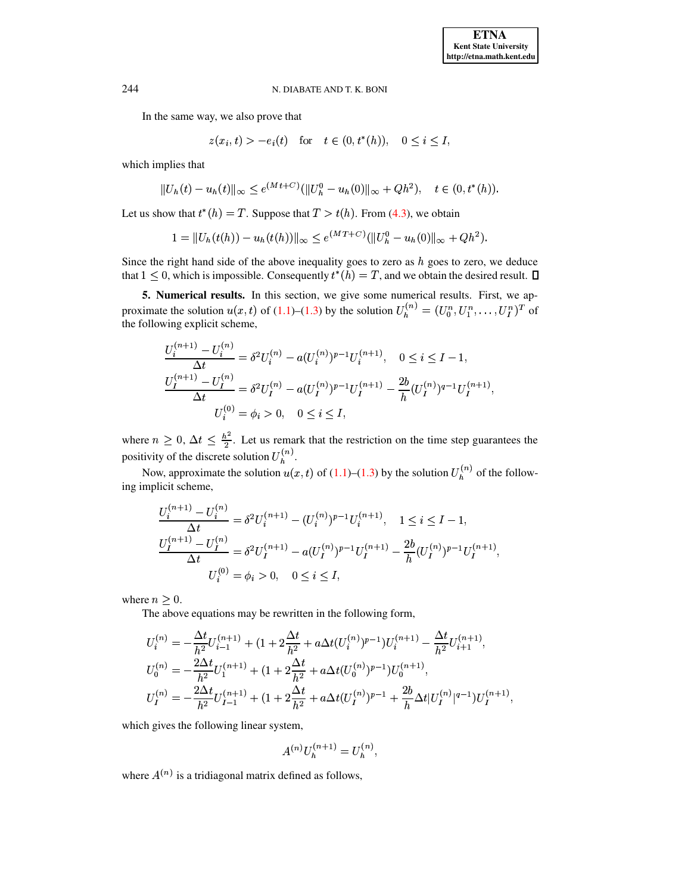In the same way, we also prove that

$$z(x_i, t) > -e_i(t) \quad \text{for} \quad t \in (0, t^*(h)), \quad 0 \le i \le I,$$

which implies that

$$\|U_h(t) - u_h(t)\|_\infty \le e^{(Mt+C)}(\|U_h^0 - u_h(0)\|_\infty + Qh^2), \quad t \in (0, t^*(h)).$$

Let us show that $t^*(h) = T$. Suppose that $T > t(h)$. From (4.3), we obtain

$$1 = \|U_h(t(h)) - u_h(t(h))\|_\infty \le e^{(MT+C)}(\|U_h^0 - u_h(0)\|_\infty + Qh^2).$$

Since the right hand side of the above inequality goes to zero as $h$ goes to zero, we deduce that $1 \le 0$, which is impossible. Consequently $t^*(h) = T$, and we obtain the desired result. ∎

**5. Numerical results.** In this section, we give some numerical results. First, we approximate the solution $u(x,t)$ of (1.1)–(1.3) by the solution $U_h^{(n)} = (U_0^n, U_1^n, \ldots, U_I^n)^T$ of the following explicit scheme,

$$\frac{U_i^{(n+1)} - U_i^{(n)}}{\Delta t} = \delta^2 U_i^{(n)} - a(U_i^{(n)})^{p-1} U_i^{(n+1)}, \quad 0 \le i \le I-1,$$

$$\frac{U_I^{(n+1)} - U_I^{(n)}}{\Delta t} = \delta^2 U_I^{(n)} - a(U_I^{(n)})^{p-1} U_I^{(n+1)} - \frac{2b}{h}(U_I^{(n)})^{q-1} U_I^{(n+1)},$$

$$U_i^{(0)} = \phi_i > 0, \quad 0 \le i \le I,$$

where $n \ge 0$, $\Delta t \le \frac{h^2}{2}$. Let us remark that the restriction on the time step guarantees the positivity of the discrete solution $U_h^{(n)}$.

Now, approximate the solution $u(x,t)$ of (1.1)–(1.3) by the solution $U_h^{(n)}$ of the following implicit scheme,

$$\frac{U_i^{(n+1)} - U_i^{(n)}}{\Delta t} = \delta^2 U_i^{(n+1)} - (U_i^{(n)})^{p-1} U_i^{(n+1)}, \quad 1 \le i \le I-1,$$

$$\frac{U_I^{(n+1)} - U_I^{(n)}}{\Delta t} = \delta^2 U_I^{(n+1)} - a(U_I^{(n)})^{p-1} U_I^{(n+1)} - \frac{2b}{h}(U_I^{(n)})^{p-1} U_I^{(n+1)},$$

$$U_i^{(0)} = \phi_i > 0, \quad 0 \le i \le I,$$

where $n \ge 0$.

The above equations may be rewritten in the following form,

$$U_i^{(n)} = -\frac{\Delta t}{h^2} U_{i-1}^{(n+1)} + \left(1 + 2\frac{\Delta t}{h^2} + a\Delta t (U_i^{(n)})^{p-1}\right) U_i^{(n+1)} - \frac{\Delta t}{h^2} U_{i+1}^{(n+1)},$$

$$U_0^{(n)} = -\frac{2\Delta t}{h^2} U_1^{(n+1)} + \left(1 + 2\frac{\Delta t}{h^2} + a\Delta t (U_0^{(n)})^{p-1}\right) U_0^{(n+1)},$$

$$U_I^{(n)} = -\frac{2\Delta t}{h^2} U_{I-1}^{(n+1)} + \left(1 + 2\frac{\Delta t}{h^2} + a\Delta t (U_I^{(n)})^{p-1} + \frac{2b}{h}\Delta t |U_I^{(n)}|^{q-1}\right) U_I^{(n+1)},$$

which gives the following linear system,

$$A^{(n)} U_h^{(n+1)} = U_h^{(n)},$$

where $A^{(n)}$ is a tridiagonal matrix defined as follows,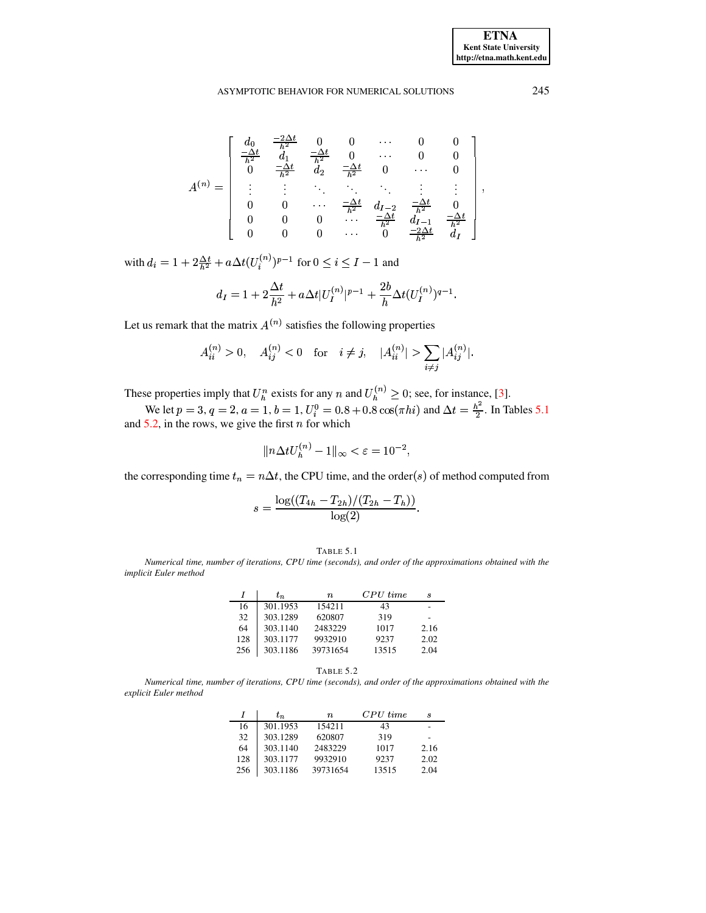$$
A^{(n)} = \begin{bmatrix}
d_0 & \frac{-2\Delta t}{h^2} & 0 & 0 & \cdots & 0 & 0 \\
\frac{-\Delta t}{h^2} & d_1 & \frac{-\Delta t}{h^2} & 0 & \cdots & 0 & 0 \\
0 & \frac{-\Delta t}{h^2} & d_2 & \frac{-\Delta t}{h^2} & 0 & \cdots & 0 \\
\vdots & \vdots & \ddots & \ddots & \ddots & \vdots & \vdots \\
0 & 0 & \cdots & \frac{-\Delta t}{h^2} & d_{I-2} & \frac{-\Delta t}{h^2} & 0 \\
0 & 0 & 0 & \cdots & \frac{-\Delta t}{h^2} & d_{I-1} & \frac{-\Delta t}{h^2} \\
0 & 0 & 0 & \cdots & 0 & \frac{-2\Delta t}{h^2} & d_I
\end{bmatrix},
$$

with $d_i = 1 + 2\frac{\Delta t}{h^2} + a\Delta t (U_i^{(n)})^{p-1}$ for $0 \leq i \leq I-1$ and

$$
d_I = 1 + 2\frac{\Delta t}{h^2} + a\Delta t |U_I^{(n)}|^{p-1} + \frac{2b}{h}\Delta t (U_I^{(n)})^{q-1}.
$$

Let us remark that the matrix $A^{(n)}$ satisfies the following properties

$$
A_{ii}^{(n)} > 0, \quad A_{ij}^{(n)} < 0 \quad \text{for} \quad i \neq j, \quad |A_{ii}^{(n)}| > \sum_{i \neq j} |A_{ij}^{(n)}|.
$$

These properties imply that $U_h^n$ exists for any $n$ and $U_h^{(n)} \geq 0$; see, for instance, [3].

We let $p = 3, q = 2, a = 1, b = 1, U_i^0 = 0.8 + 0.8\cos(\pi h i)$ and $\Delta t = \frac{h^2}{2}$. In Tables 5.1 and 5.2, in the rows, we give the first $n$ for which

$$
\|n\Delta t U_h^{(n)} - 1\|_\infty < \varepsilon = 10^{-2},
$$

the corresponding time $t_n = n\Delta t$, the CPU time, and the order(s) of method computed from

$$
s = \frac{\log((T_{4h} - T_{2h})/(T_{2h} - T_h))}{\log(2)}.
$$

TABLE 5.1

*Numerical time, number of iterations, CPU time (seconds), and order of the approximations obtained with the implicit Euler method*

| $I$ | $t_n$ | $n$ | $CPU\ time$ | $s$ |
|---|---|---|---|---|
| 16 | 301.1953 | 154211 | 43 | - |
| 32 | 303.1289 | 620807 | 319 | - |
| 64 | 303.1140 | 2483229 | 1017 | 2.16 |
| 128 | 303.1177 | 9932910 | 9237 | 2.02 |
| 256 | 303.1186 | 39731654 | 13515 | 2.04 |

TABLE 5.2

*Numerical time, number of iterations, CPU time (seconds), and order of the approximations obtained with the explicit Euler method*

| $I$ | $t_n$ | $n$ | $CPU\ time$ | $s$ |
|---|---|---|---|---|
| 16 | 301.1953 | 154211 | 43 | - |
| 32 | 303.1289 | 620807 | 319 | - |
| 64 | 303.1140 | 2483229 | 1017 | 2.16 |
| 128 | 303.1177 | 9932910 | 9237 | 2.02 |
| 256 | 303.1186 | 39731654 | 13515 | 2.04 |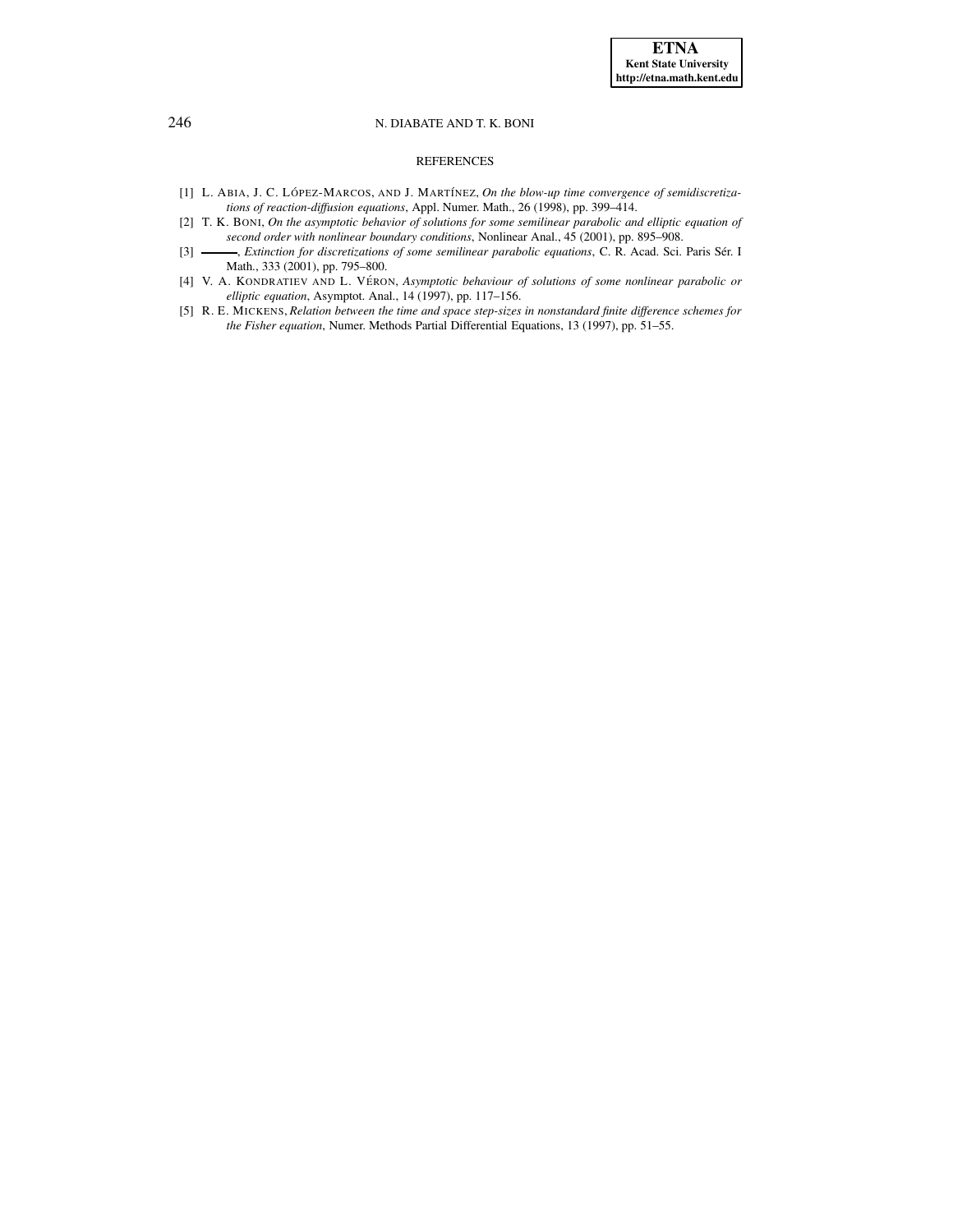## REFERENCES

[1] L. Abia, J. C. López-Marcos, and J. Martínez, *On the blow-up time convergence of semidiscretizations of reaction-diffusion equations*, Appl. Numer. Math., 26 (1998), pp. 399–414.

[2] T. K. Boni, *On the asymptotic behavior of solutions for some semilinear parabolic and elliptic equation of second order with nonlinear boundary conditions*, Nonlinear Anal., 45 (2001), pp. 895–908.

[3] ———, *Extinction for discretizations of some semilinear parabolic equations*, C. R. Acad. Sci. Paris Sér. I Math., 333 (2001), pp. 795–800.

[4] V. A. Kondratiev and L. Véron, *Asymptotic behaviour of solutions of some nonlinear parabolic or elliptic equation*, Asymptot. Anal., 14 (1997), pp. 117–156.

[5] R. E. Mickens, *Relation between the time and space step-sizes in nonstandard finite difference schemes for the Fisher equation*, Numer. Methods Partial Differential Equations, 13 (1997), pp. 51–55.